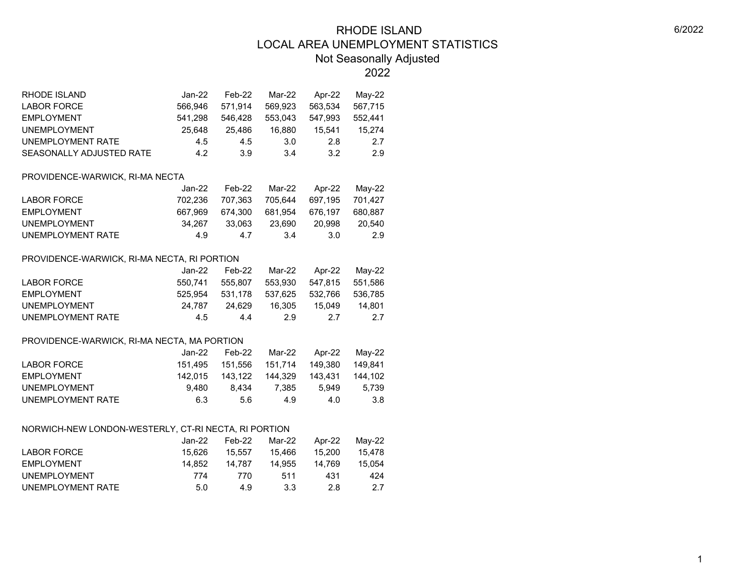# RHODE ISLAND
## LOCAL AREA UNEMPLOYMENT STATISTICS
### Not Seasonally Adjusted
### 2022

6/2022

| RHODE ISLAND | Jan-22 | Feb-22 | Mar-22 | Apr-22 | May-22 |
|---|---|---|---|---|---|
| LABOR FORCE | 566,946 | 571,914 | 569,923 | 563,534 | 567,715 |
| EMPLOYMENT | 541,298 | 546,428 | 553,043 | 547,993 | 552,441 |
| UNEMPLOYMENT | 25,648 | 25,486 | 16,880 | 15,541 | 15,274 |
| UNEMPLOYMENT RATE | 4.5 | 4.5 | 3.0 | 2.8 | 2.7 |
| SEASONALLY ADJUSTED RATE | 4.2 | 3.9 | 3.4 | 3.2 | 2.9 |

PROVIDENCE-WARWICK, RI-MA NECTA

| | Jan-22 | Feb-22 | Mar-22 | Apr-22 | May-22 |
|---|---|---|---|---|---|
| LABOR FORCE | 702,236 | 707,363 | 705,644 | 697,195 | 701,427 |
| EMPLOYMENT | 667,969 | 674,300 | 681,954 | 676,197 | 680,887 |
| UNEMPLOYMENT | 34,267 | 33,063 | 23,690 | 20,998 | 20,540 |
| UNEMPLOYMENT RATE | 4.9 | 4.7 | 3.4 | 3.0 | 2.9 |

PROVIDENCE-WARWICK, RI-MA NECTA, RI PORTION

| | Jan-22 | Feb-22 | Mar-22 | Apr-22 | May-22 |
|---|---|---|---|---|---|
| LABOR FORCE | 550,741 | 555,807 | 553,930 | 547,815 | 551,586 |
| EMPLOYMENT | 525,954 | 531,178 | 537,625 | 532,766 | 536,785 |
| UNEMPLOYMENT | 24,787 | 24,629 | 16,305 | 15,049 | 14,801 |
| UNEMPLOYMENT RATE | 4.5 | 4.4 | 2.9 | 2.7 | 2.7 |

PROVIDENCE-WARWICK, RI-MA NECTA, MA PORTION

| | Jan-22 | Feb-22 | Mar-22 | Apr-22 | May-22 |
|---|---|---|---|---|---|
| LABOR FORCE | 151,495 | 151,556 | 151,714 | 149,380 | 149,841 |
| EMPLOYMENT | 142,015 | 143,122 | 144,329 | 143,431 | 144,102 |
| UNEMPLOYMENT | 9,480 | 8,434 | 7,385 | 5,949 | 5,739 |
| UNEMPLOYMENT RATE | 6.3 | 5.6 | 4.9 | 4.0 | 3.8 |

NORWICH-NEW LONDON-WESTERLY, CT-RI NECTA, RI PORTION

| | Jan-22 | Feb-22 | Mar-22 | Apr-22 | May-22 |
|---|---|---|---|---|---|
| LABOR FORCE | 15,626 | 15,557 | 15,466 | 15,200 | 15,478 |
| EMPLOYMENT | 14,852 | 14,787 | 14,955 | 14,769 | 15,054 |
| UNEMPLOYMENT | 774 | 770 | 511 | 431 | 424 |
| UNEMPLOYMENT RATE | 5.0 | 4.9 | 3.3 | 2.8 | 2.7 |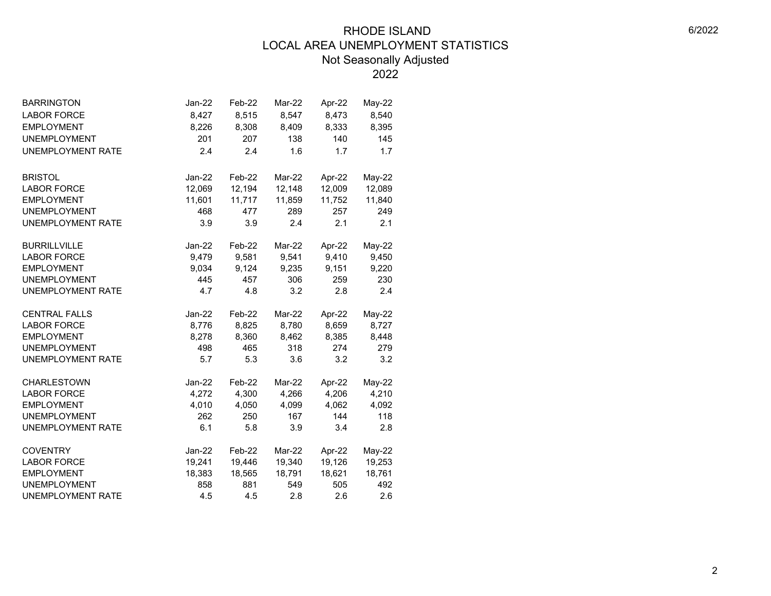# RHODE ISLAND
## LOCAL AREA UNEMPLOYMENT STATISTICS
### Not Seasonally Adjusted
### 2022

| BARRINGTON | Jan-22 | Feb-22 | Mar-22 | Apr-22 | May-22 |
|---|---|---|---|---|---|
| LABOR FORCE | 8,427 | 8,515 | 8,547 | 8,473 | 8,540 |
| EMPLOYMENT | 8,226 | 8,308 | 8,409 | 8,333 | 8,395 |
| UNEMPLOYMENT | 201 | 207 | 138 | 140 | 145 |
| UNEMPLOYMENT RATE | 2.4 | 2.4 | 1.6 | 1.7 | 1.7 |

| BRISTOL | Jan-22 | Feb-22 | Mar-22 | Apr-22 | May-22 |
|---|---|---|---|---|---|
| LABOR FORCE | 12,069 | 12,194 | 12,148 | 12,009 | 12,089 |
| EMPLOYMENT | 11,601 | 11,717 | 11,859 | 11,752 | 11,840 |
| UNEMPLOYMENT | 468 | 477 | 289 | 257 | 249 |
| UNEMPLOYMENT RATE | 3.9 | 3.9 | 2.4 | 2.1 | 2.1 |

| BURRILLVILLE | Jan-22 | Feb-22 | Mar-22 | Apr-22 | May-22 |
|---|---|---|---|---|---|
| LABOR FORCE | 9,479 | 9,581 | 9,541 | 9,410 | 9,450 |
| EMPLOYMENT | 9,034 | 9,124 | 9,235 | 9,151 | 9,220 |
| UNEMPLOYMENT | 445 | 457 | 306 | 259 | 230 |
| UNEMPLOYMENT RATE | 4.7 | 4.8 | 3.2 | 2.8 | 2.4 |

| CENTRAL FALLS | Jan-22 | Feb-22 | Mar-22 | Apr-22 | May-22 |
|---|---|---|---|---|---|
| LABOR FORCE | 8,776 | 8,825 | 8,780 | 8,659 | 8,727 |
| EMPLOYMENT | 8,278 | 8,360 | 8,462 | 8,385 | 8,448 |
| UNEMPLOYMENT | 498 | 465 | 318 | 274 | 279 |
| UNEMPLOYMENT RATE | 5.7 | 5.3 | 3.6 | 3.2 | 3.2 |

| CHARLESTOWN | Jan-22 | Feb-22 | Mar-22 | Apr-22 | May-22 |
|---|---|---|---|---|---|
| LABOR FORCE | 4,272 | 4,300 | 4,266 | 4,206 | 4,210 |
| EMPLOYMENT | 4,010 | 4,050 | 4,099 | 4,062 | 4,092 |
| UNEMPLOYMENT | 262 | 250 | 167 | 144 | 118 |
| UNEMPLOYMENT RATE | 6.1 | 5.8 | 3.9 | 3.4 | 2.8 |

| COVENTRY | Jan-22 | Feb-22 | Mar-22 | Apr-22 | May-22 |
|---|---|---|---|---|---|
| LABOR FORCE | 19,241 | 19,446 | 19,340 | 19,126 | 19,253 |
| EMPLOYMENT | 18,383 | 18,565 | 18,791 | 18,621 | 18,761 |
| UNEMPLOYMENT | 858 | 881 | 549 | 505 | 492 |
| UNEMPLOYMENT RATE | 4.5 | 4.5 | 2.8 | 2.6 | 2.6 |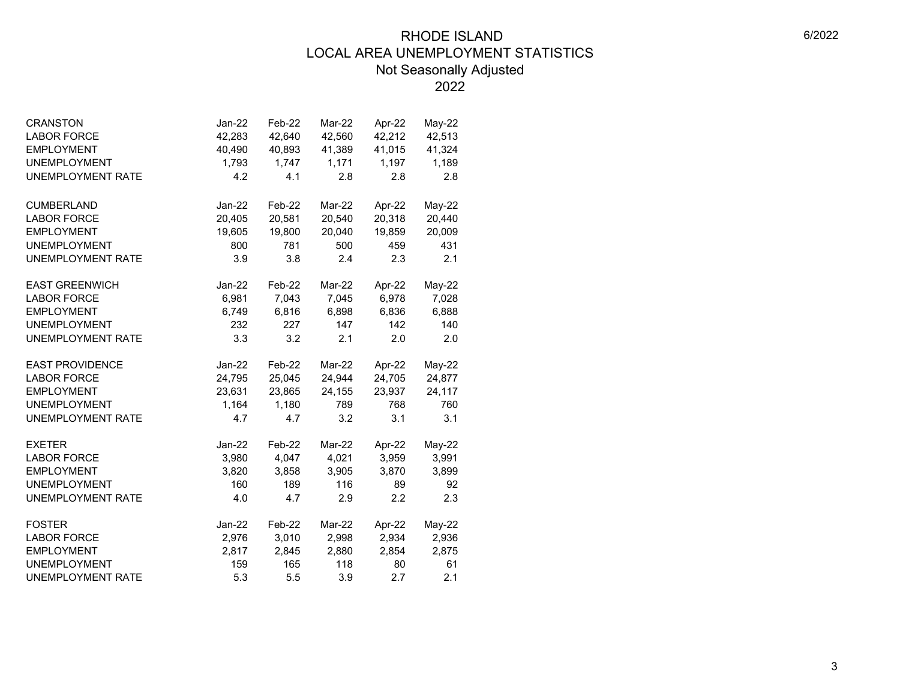# RHODE ISLAND
## LOCAL AREA UNEMPLOYMENT STATISTICS
### Not Seasonally Adjusted
### 2022

6/2022

| CRANSTON | Jan-22 | Feb-22 | Mar-22 | Apr-22 | May-22 |
|---|---|---|---|---|---|
| LABOR FORCE | 42,283 | 42,640 | 42,560 | 42,212 | 42,513 |
| EMPLOYMENT | 40,490 | 40,893 | 41,389 | 41,015 | 41,324 |
| UNEMPLOYMENT | 1,793 | 1,747 | 1,171 | 1,197 | 1,189 |
| UNEMPLOYMENT RATE | 4.2 | 4.1 | 2.8 | 2.8 | 2.8 |

| CUMBERLAND | Jan-22 | Feb-22 | Mar-22 | Apr-22 | May-22 |
|---|---|---|---|---|---|
| LABOR FORCE | 20,405 | 20,581 | 20,540 | 20,318 | 20,440 |
| EMPLOYMENT | 19,605 | 19,800 | 20,040 | 19,859 | 20,009 |
| UNEMPLOYMENT | 800 | 781 | 500 | 459 | 431 |
| UNEMPLOYMENT RATE | 3.9 | 3.8 | 2.4 | 2.3 | 2.1 |

| EAST GREENWICH | Jan-22 | Feb-22 | Mar-22 | Apr-22 | May-22 |
|---|---|---|---|---|---|
| LABOR FORCE | 6,981 | 7,043 | 7,045 | 6,978 | 7,028 |
| EMPLOYMENT | 6,749 | 6,816 | 6,898 | 6,836 | 6,888 |
| UNEMPLOYMENT | 232 | 227 | 147 | 142 | 140 |
| UNEMPLOYMENT RATE | 3.3 | 3.2 | 2.1 | 2.0 | 2.0 |

| EAST PROVIDENCE | Jan-22 | Feb-22 | Mar-22 | Apr-22 | May-22 |
|---|---|---|---|---|---|
| LABOR FORCE | 24,795 | 25,045 | 24,944 | 24,705 | 24,877 |
| EMPLOYMENT | 23,631 | 23,865 | 24,155 | 23,937 | 24,117 |
| UNEMPLOYMENT | 1,164 | 1,180 | 789 | 768 | 760 |
| UNEMPLOYMENT RATE | 4.7 | 4.7 | 3.2 | 3.1 | 3.1 |

| EXETER | Jan-22 | Feb-22 | Mar-22 | Apr-22 | May-22 |
|---|---|---|---|---|---|
| LABOR FORCE | 3,980 | 4,047 | 4,021 | 3,959 | 3,991 |
| EMPLOYMENT | 3,820 | 3,858 | 3,905 | 3,870 | 3,899 |
| UNEMPLOYMENT | 160 | 189 | 116 | 89 | 92 |
| UNEMPLOYMENT RATE | 4.0 | 4.7 | 2.9 | 2.2 | 2.3 |

| FOSTER | Jan-22 | Feb-22 | Mar-22 | Apr-22 | May-22 |
|---|---|---|---|---|---|
| LABOR FORCE | 2,976 | 3,010 | 2,998 | 2,934 | 2,936 |
| EMPLOYMENT | 2,817 | 2,845 | 2,880 | 2,854 | 2,875 |
| UNEMPLOYMENT | 159 | 165 | 118 | 80 | 61 |
| UNEMPLOYMENT RATE | 5.3 | 5.5 | 3.9 | 2.7 | 2.1 |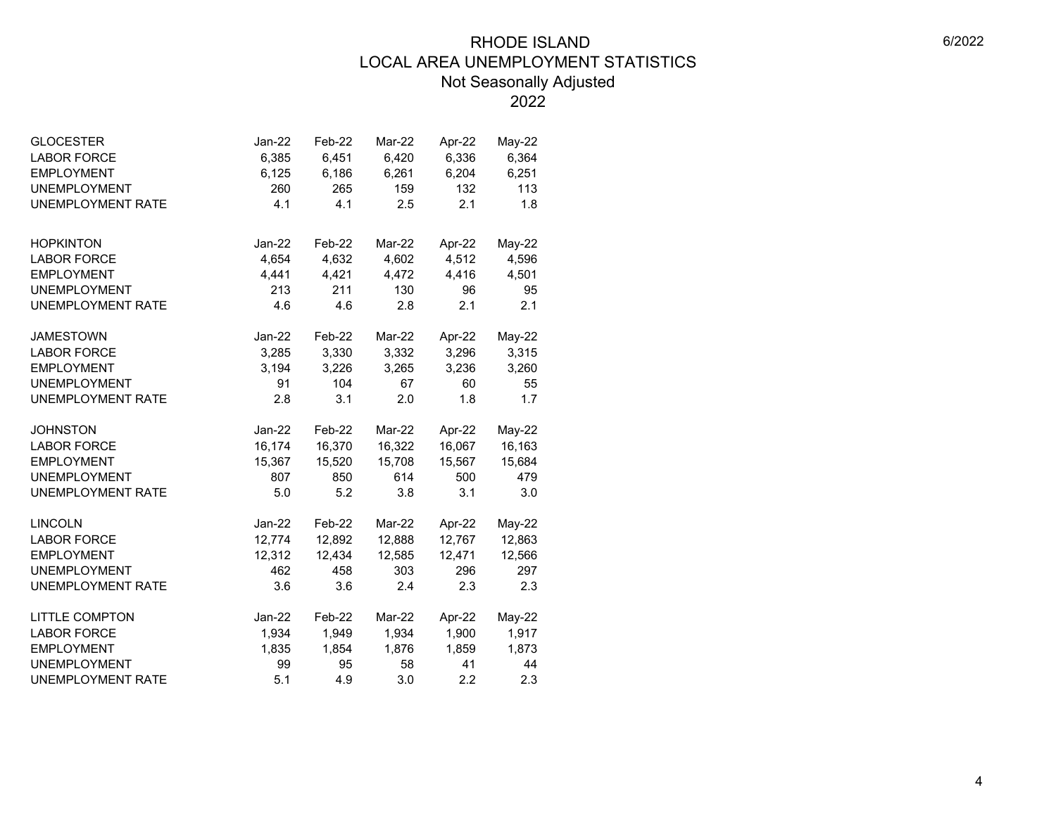# RHODE ISLAND
## LOCAL AREA UNEMPLOYMENT STATISTICS
### Not Seasonally Adjusted
### 2022

| GLOCESTER | Jan-22 | Feb-22 | Mar-22 | Apr-22 | May-22 |
|---|---|---|---|---|---|
| LABOR FORCE | 6,385 | 6,451 | 6,420 | 6,336 | 6,364 |
| EMPLOYMENT | 6,125 | 6,186 | 6,261 | 6,204 | 6,251 |
| UNEMPLOYMENT | 260 | 265 | 159 | 132 | 113 |
| UNEMPLOYMENT RATE | 4.1 | 4.1 | 2.5 | 2.1 | 1.8 |

| HOPKINTON | Jan-22 | Feb-22 | Mar-22 | Apr-22 | May-22 |
|---|---|---|---|---|---|
| LABOR FORCE | 4,654 | 4,632 | 4,602 | 4,512 | 4,596 |
| EMPLOYMENT | 4,441 | 4,421 | 4,472 | 4,416 | 4,501 |
| UNEMPLOYMENT | 213 | 211 | 130 | 96 | 95 |
| UNEMPLOYMENT RATE | 4.6 | 4.6 | 2.8 | 2.1 | 2.1 |

| JAMESTOWN | Jan-22 | Feb-22 | Mar-22 | Apr-22 | May-22 |
|---|---|---|---|---|---|
| LABOR FORCE | 3,285 | 3,330 | 3,332 | 3,296 | 3,315 |
| EMPLOYMENT | 3,194 | 3,226 | 3,265 | 3,236 | 3,260 |
| UNEMPLOYMENT | 91 | 104 | 67 | 60 | 55 |
| UNEMPLOYMENT RATE | 2.8 | 3.1 | 2.0 | 1.8 | 1.7 |

| JOHNSTON | Jan-22 | Feb-22 | Mar-22 | Apr-22 | May-22 |
|---|---|---|---|---|---|
| LABOR FORCE | 16,174 | 16,370 | 16,322 | 16,067 | 16,163 |
| EMPLOYMENT | 15,367 | 15,520 | 15,708 | 15,567 | 15,684 |
| UNEMPLOYMENT | 807 | 850 | 614 | 500 | 479 |
| UNEMPLOYMENT RATE | 5.0 | 5.2 | 3.8 | 3.1 | 3.0 |

| LINCOLN | Jan-22 | Feb-22 | Mar-22 | Apr-22 | May-22 |
|---|---|---|---|---|---|
| LABOR FORCE | 12,774 | 12,892 | 12,888 | 12,767 | 12,863 |
| EMPLOYMENT | 12,312 | 12,434 | 12,585 | 12,471 | 12,566 |
| UNEMPLOYMENT | 462 | 458 | 303 | 296 | 297 |
| UNEMPLOYMENT RATE | 3.6 | 3.6 | 2.4 | 2.3 | 2.3 |

| LITTLE COMPTON | Jan-22 | Feb-22 | Mar-22 | Apr-22 | May-22 |
|---|---|---|---|---|---|
| LABOR FORCE | 1,934 | 1,949 | 1,934 | 1,900 | 1,917 |
| EMPLOYMENT | 1,835 | 1,854 | 1,876 | 1,859 | 1,873 |
| UNEMPLOYMENT | 99 | 95 | 58 | 41 | 44 |
| UNEMPLOYMENT RATE | 5.1 | 4.9 | 3.0 | 2.2 | 2.3 |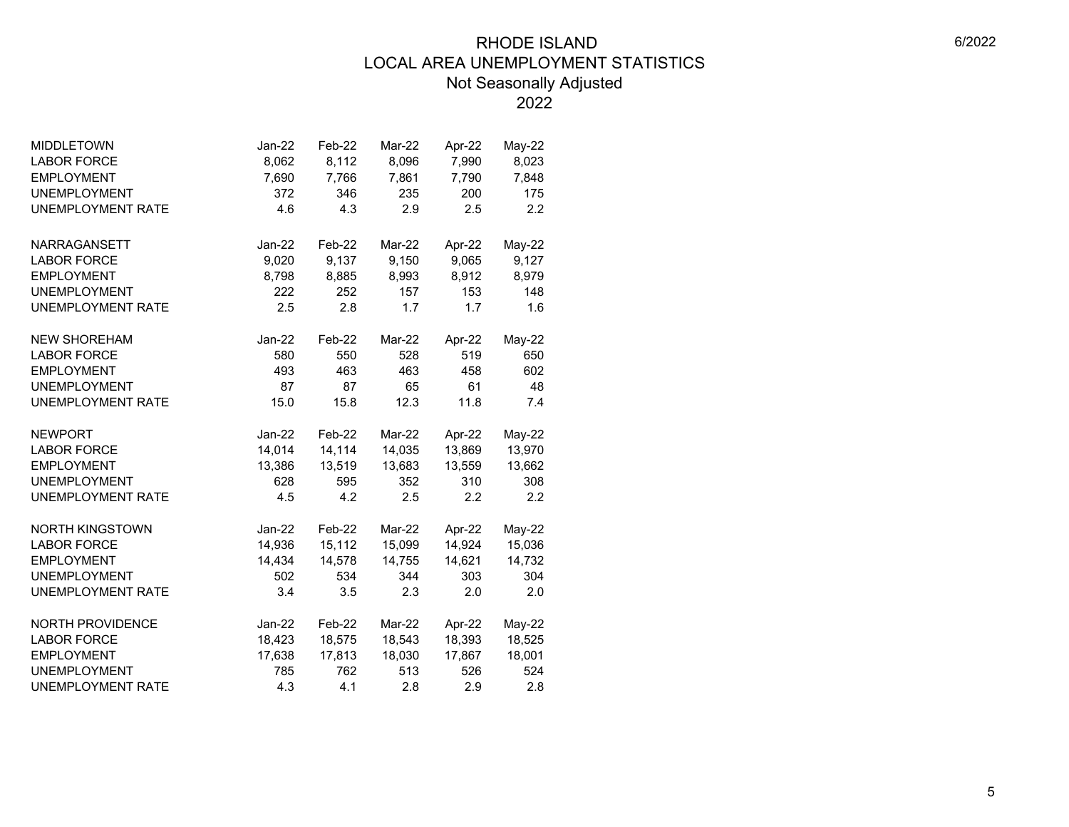# RHODE ISLAND
## LOCAL AREA UNEMPLOYMENT STATISTICS
### Not Seasonally Adjusted
### 2022

| MIDDLETOWN | Jan-22 | Feb-22 | Mar-22 | Apr-22 | May-22 |
|---|---|---|---|---|---|
| LABOR FORCE | 8,062 | 8,112 | 8,096 | 7,990 | 8,023 |
| EMPLOYMENT | 7,690 | 7,766 | 7,861 | 7,790 | 7,848 |
| UNEMPLOYMENT | 372 | 346 | 235 | 200 | 175 |
| UNEMPLOYMENT RATE | 4.6 | 4.3 | 2.9 | 2.5 | 2.2 |

| NARRAGANSETT | Jan-22 | Feb-22 | Mar-22 | Apr-22 | May-22 |
|---|---|---|---|---|---|
| LABOR FORCE | 9,020 | 9,137 | 9,150 | 9,065 | 9,127 |
| EMPLOYMENT | 8,798 | 8,885 | 8,993 | 8,912 | 8,979 |
| UNEMPLOYMENT | 222 | 252 | 157 | 153 | 148 |
| UNEMPLOYMENT RATE | 2.5 | 2.8 | 1.7 | 1.7 | 1.6 |

| NEW SHOREHAM | Jan-22 | Feb-22 | Mar-22 | Apr-22 | May-22 |
|---|---|---|---|---|---|
| LABOR FORCE | 580 | 550 | 528 | 519 | 650 |
| EMPLOYMENT | 493 | 463 | 463 | 458 | 602 |
| UNEMPLOYMENT | 87 | 87 | 65 | 61 | 48 |
| UNEMPLOYMENT RATE | 15.0 | 15.8 | 12.3 | 11.8 | 7.4 |

| NEWPORT | Jan-22 | Feb-22 | Mar-22 | Apr-22 | May-22 |
|---|---|---|---|---|---|
| LABOR FORCE | 14,014 | 14,114 | 14,035 | 13,869 | 13,970 |
| EMPLOYMENT | 13,386 | 13,519 | 13,683 | 13,559 | 13,662 |
| UNEMPLOYMENT | 628 | 595 | 352 | 310 | 308 |
| UNEMPLOYMENT RATE | 4.5 | 4.2 | 2.5 | 2.2 | 2.2 |

| NORTH KINGSTOWN | Jan-22 | Feb-22 | Mar-22 | Apr-22 | May-22 |
|---|---|---|---|---|---|
| LABOR FORCE | 14,936 | 15,112 | 15,099 | 14,924 | 15,036 |
| EMPLOYMENT | 14,434 | 14,578 | 14,755 | 14,621 | 14,732 |
| UNEMPLOYMENT | 502 | 534 | 344 | 303 | 304 |
| UNEMPLOYMENT RATE | 3.4 | 3.5 | 2.3 | 2.0 | 2.0 |

| NORTH PROVIDENCE | Jan-22 | Feb-22 | Mar-22 | Apr-22 | May-22 |
|---|---|---|---|---|---|
| LABOR FORCE | 18,423 | 18,575 | 18,543 | 18,393 | 18,525 |
| EMPLOYMENT | 17,638 | 17,813 | 18,030 | 17,867 | 18,001 |
| UNEMPLOYMENT | 785 | 762 | 513 | 526 | 524 |
| UNEMPLOYMENT RATE | 4.3 | 4.1 | 2.8 | 2.9 | 2.8 |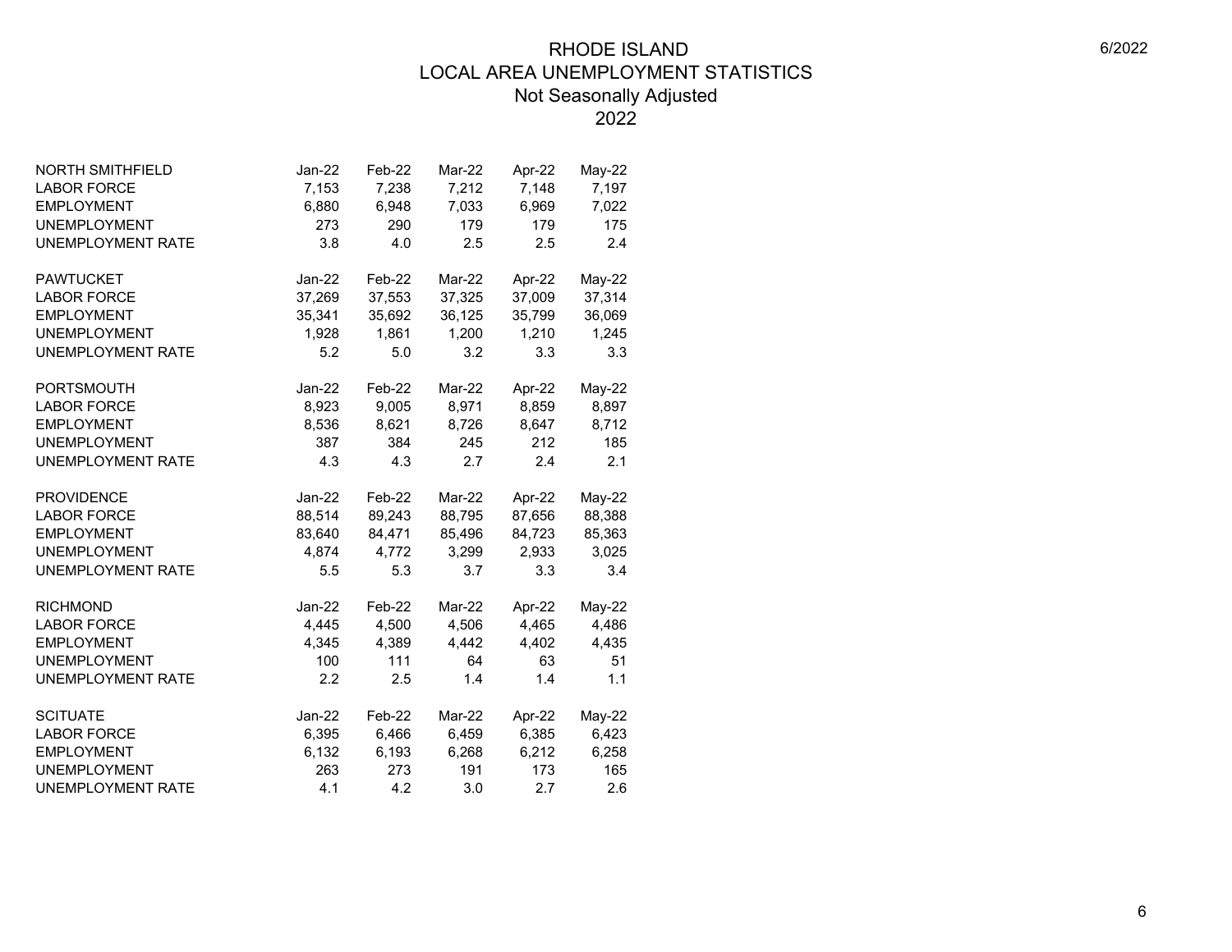# RHODE ISLAND
## LOCAL AREA UNEMPLOYMENT STATISTICS
### Not Seasonally Adjusted
### 2022

| NORTH SMITHFIELD | Jan-22 | Feb-22 | Mar-22 | Apr-22 | May-22 |
|---|---|---|---|---|---|
| LABOR FORCE | 7,153 | 7,238 | 7,212 | 7,148 | 7,197 |
| EMPLOYMENT | 6,880 | 6,948 | 7,033 | 6,969 | 7,022 |
| UNEMPLOYMENT | 273 | 290 | 179 | 179 | 175 |
| UNEMPLOYMENT RATE | 3.8 | 4.0 | 2.5 | 2.5 | 2.4 |

| PAWTUCKET | Jan-22 | Feb-22 | Mar-22 | Apr-22 | May-22 |
|---|---|---|---|---|---|
| LABOR FORCE | 37,269 | 37,553 | 37,325 | 37,009 | 37,314 |
| EMPLOYMENT | 35,341 | 35,692 | 36,125 | 35,799 | 36,069 |
| UNEMPLOYMENT | 1,928 | 1,861 | 1,200 | 1,210 | 1,245 |
| UNEMPLOYMENT RATE | 5.2 | 5.0 | 3.2 | 3.3 | 3.3 |

| PORTSMOUTH | Jan-22 | Feb-22 | Mar-22 | Apr-22 | May-22 |
|---|---|---|---|---|---|
| LABOR FORCE | 8,923 | 9,005 | 8,971 | 8,859 | 8,897 |
| EMPLOYMENT | 8,536 | 8,621 | 8,726 | 8,647 | 8,712 |
| UNEMPLOYMENT | 387 | 384 | 245 | 212 | 185 |
| UNEMPLOYMENT RATE | 4.3 | 4.3 | 2.7 | 2.4 | 2.1 |

| PROVIDENCE | Jan-22 | Feb-22 | Mar-22 | Apr-22 | May-22 |
|---|---|---|---|---|---|
| LABOR FORCE | 88,514 | 89,243 | 88,795 | 87,656 | 88,388 |
| EMPLOYMENT | 83,640 | 84,471 | 85,496 | 84,723 | 85,363 |
| UNEMPLOYMENT | 4,874 | 4,772 | 3,299 | 2,933 | 3,025 |
| UNEMPLOYMENT RATE | 5.5 | 5.3 | 3.7 | 3.3 | 3.4 |

| RICHMOND | Jan-22 | Feb-22 | Mar-22 | Apr-22 | May-22 |
|---|---|---|---|---|---|
| LABOR FORCE | 4,445 | 4,500 | 4,506 | 4,465 | 4,486 |
| EMPLOYMENT | 4,345 | 4,389 | 4,442 | 4,402 | 4,435 |
| UNEMPLOYMENT | 100 | 111 | 64 | 63 | 51 |
| UNEMPLOYMENT RATE | 2.2 | 2.5 | 1.4 | 1.4 | 1.1 |

| SCITUATE | Jan-22 | Feb-22 | Mar-22 | Apr-22 | May-22 |
|---|---|---|---|---|---|
| LABOR FORCE | 6,395 | 6,466 | 6,459 | 6,385 | 6,423 |
| EMPLOYMENT | 6,132 | 6,193 | 6,268 | 6,212 | 6,258 |
| UNEMPLOYMENT | 263 | 273 | 191 | 173 | 165 |
| UNEMPLOYMENT RATE | 4.1 | 4.2 | 3.0 | 2.7 | 2.6 |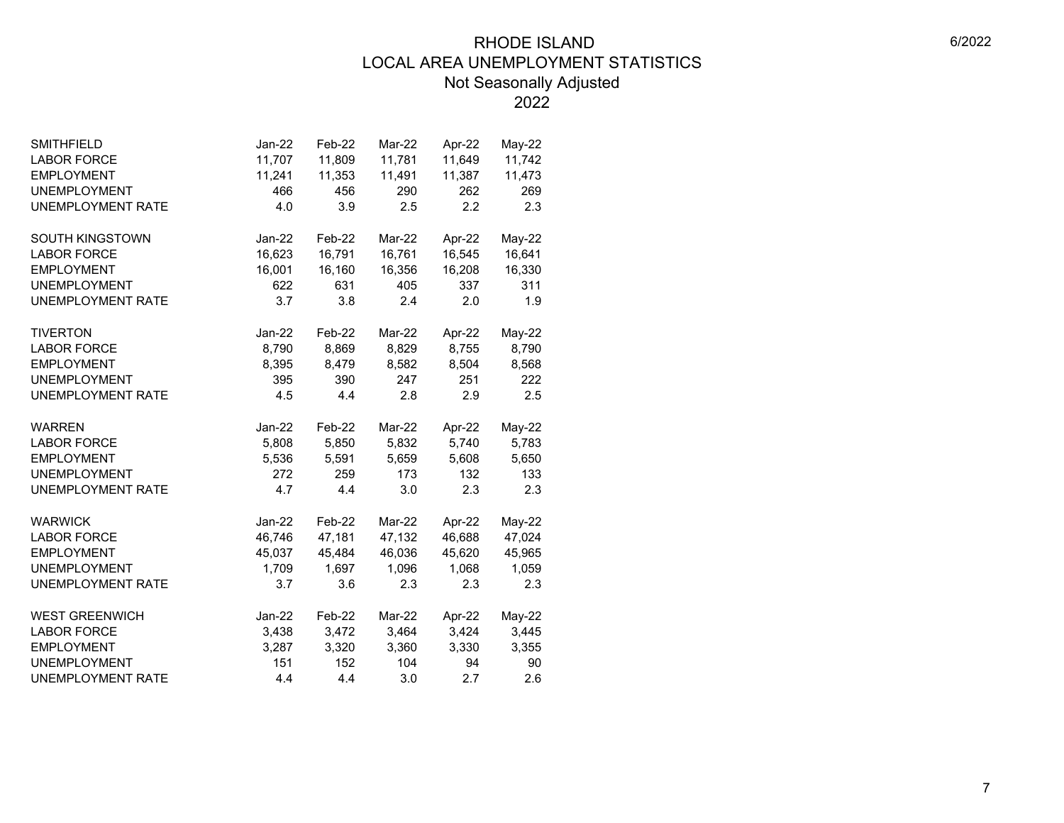# RHODE ISLAND
## LOCAL AREA UNEMPLOYMENT STATISTICS
### Not Seasonally Adjusted
### 2022

6/2022

| SMITHFIELD | Jan-22 | Feb-22 | Mar-22 | Apr-22 | May-22 |
|---|---|---|---|---|---|
| LABOR FORCE | 11,707 | 11,809 | 11,781 | 11,649 | 11,742 |
| EMPLOYMENT | 11,241 | 11,353 | 11,491 | 11,387 | 11,473 |
| UNEMPLOYMENT | 466 | 456 | 290 | 262 | 269 |
| UNEMPLOYMENT RATE | 4.0 | 3.9 | 2.5 | 2.2 | 2.3 |

| SOUTH KINGSTOWN | Jan-22 | Feb-22 | Mar-22 | Apr-22 | May-22 |
|---|---|---|---|---|---|
| LABOR FORCE | 16,623 | 16,791 | 16,761 | 16,545 | 16,641 |
| EMPLOYMENT | 16,001 | 16,160 | 16,356 | 16,208 | 16,330 |
| UNEMPLOYMENT | 622 | 631 | 405 | 337 | 311 |
| UNEMPLOYMENT RATE | 3.7 | 3.8 | 2.4 | 2.0 | 1.9 |

| TIVERTON | Jan-22 | Feb-22 | Mar-22 | Apr-22 | May-22 |
|---|---|---|---|---|---|
| LABOR FORCE | 8,790 | 8,869 | 8,829 | 8,755 | 8,790 |
| EMPLOYMENT | 8,395 | 8,479 | 8,582 | 8,504 | 8,568 |
| UNEMPLOYMENT | 395 | 390 | 247 | 251 | 222 |
| UNEMPLOYMENT RATE | 4.5 | 4.4 | 2.8 | 2.9 | 2.5 |

| WARREN | Jan-22 | Feb-22 | Mar-22 | Apr-22 | May-22 |
|---|---|---|---|---|---|
| LABOR FORCE | 5,808 | 5,850 | 5,832 | 5,740 | 5,783 |
| EMPLOYMENT | 5,536 | 5,591 | 5,659 | 5,608 | 5,650 |
| UNEMPLOYMENT | 272 | 259 | 173 | 132 | 133 |
| UNEMPLOYMENT RATE | 4.7 | 4.4 | 3.0 | 2.3 | 2.3 |

| WARWICK | Jan-22 | Feb-22 | Mar-22 | Apr-22 | May-22 |
|---|---|---|---|---|---|
| LABOR FORCE | 46,746 | 47,181 | 47,132 | 46,688 | 47,024 |
| EMPLOYMENT | 45,037 | 45,484 | 46,036 | 45,620 | 45,965 |
| UNEMPLOYMENT | 1,709 | 1,697 | 1,096 | 1,068 | 1,059 |
| UNEMPLOYMENT RATE | 3.7 | 3.6 | 2.3 | 2.3 | 2.3 |

| WEST GREENWICH | Jan-22 | Feb-22 | Mar-22 | Apr-22 | May-22 |
|---|---|---|---|---|---|
| LABOR FORCE | 3,438 | 3,472 | 3,464 | 3,424 | 3,445 |
| EMPLOYMENT | 3,287 | 3,320 | 3,360 | 3,330 | 3,355 |
| UNEMPLOYMENT | 151 | 152 | 104 | 94 | 90 |
| UNEMPLOYMENT RATE | 4.4 | 4.4 | 3.0 | 2.7 | 2.6 |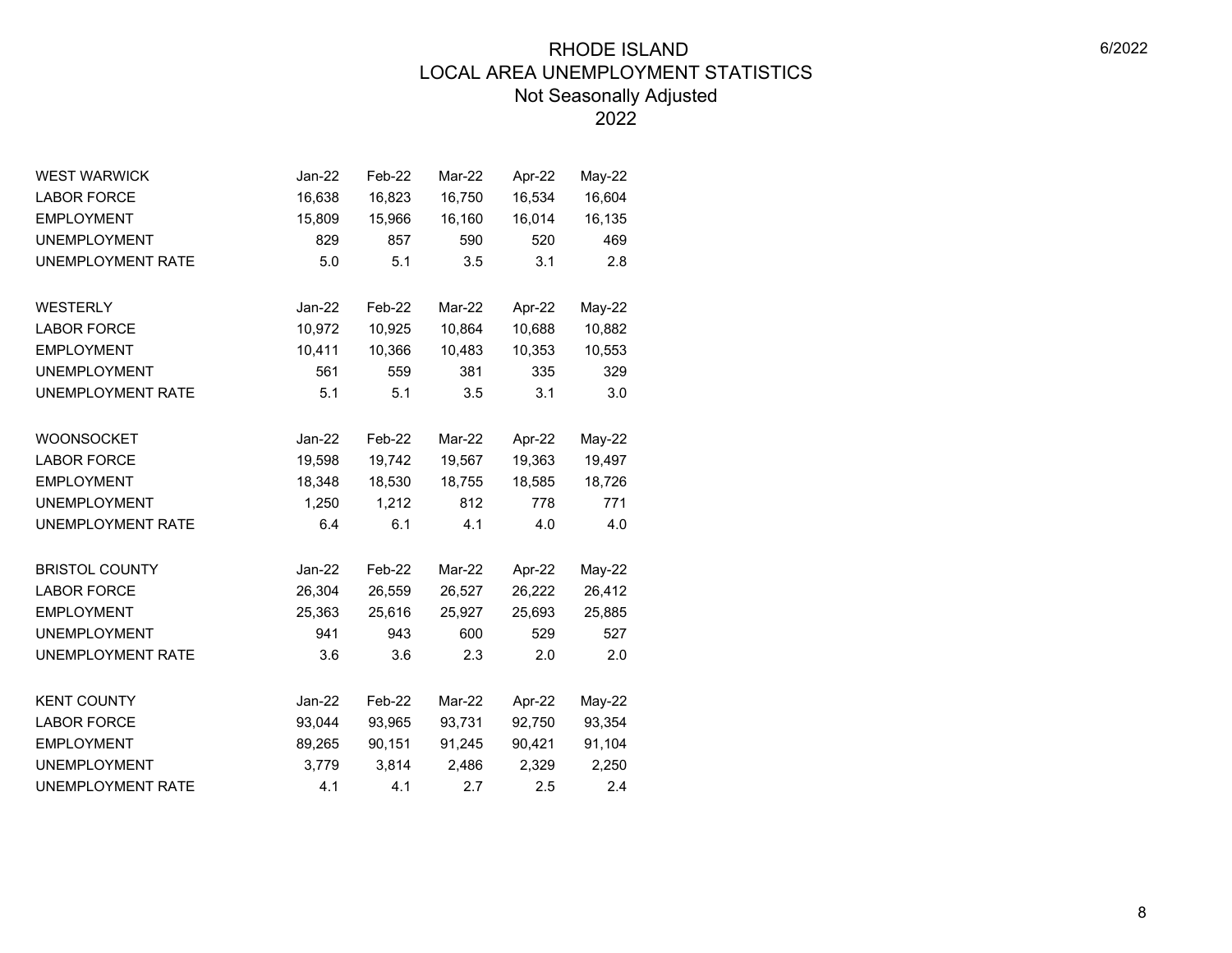# RHODE ISLAND
## LOCAL AREA UNEMPLOYMENT STATISTICS
### Not Seasonally Adjusted
### 2022

| WEST WARWICK | Jan-22 | Feb-22 | Mar-22 | Apr-22 | May-22 |
|---|---|---|---|---|---|
| LABOR FORCE | 16,638 | 16,823 | 16,750 | 16,534 | 16,604 |
| EMPLOYMENT | 15,809 | 15,966 | 16,160 | 16,014 | 16,135 |
| UNEMPLOYMENT | 829 | 857 | 590 | 520 | 469 |
| UNEMPLOYMENT RATE | 5.0 | 5.1 | 3.5 | 3.1 | 2.8 |

| WESTERLY | Jan-22 | Feb-22 | Mar-22 | Apr-22 | May-22 |
|---|---|---|---|---|---|
| LABOR FORCE | 10,972 | 10,925 | 10,864 | 10,688 | 10,882 |
| EMPLOYMENT | 10,411 | 10,366 | 10,483 | 10,353 | 10,553 |
| UNEMPLOYMENT | 561 | 559 | 381 | 335 | 329 |
| UNEMPLOYMENT RATE | 5.1 | 5.1 | 3.5 | 3.1 | 3.0 |

| WOONSOCKET | Jan-22 | Feb-22 | Mar-22 | Apr-22 | May-22 |
|---|---|---|---|---|---|
| LABOR FORCE | 19,598 | 19,742 | 19,567 | 19,363 | 19,497 |
| EMPLOYMENT | 18,348 | 18,530 | 18,755 | 18,585 | 18,726 |
| UNEMPLOYMENT | 1,250 | 1,212 | 812 | 778 | 771 |
| UNEMPLOYMENT RATE | 6.4 | 6.1 | 4.1 | 4.0 | 4.0 |

| BRISTOL COUNTY | Jan-22 | Feb-22 | Mar-22 | Apr-22 | May-22 |
|---|---|---|---|---|---|
| LABOR FORCE | 26,304 | 26,559 | 26,527 | 26,222 | 26,412 |
| EMPLOYMENT | 25,363 | 25,616 | 25,927 | 25,693 | 25,885 |
| UNEMPLOYMENT | 941 | 943 | 600 | 529 | 527 |
| UNEMPLOYMENT RATE | 3.6 | 3.6 | 2.3 | 2.0 | 2.0 |

| KENT COUNTY | Jan-22 | Feb-22 | Mar-22 | Apr-22 | May-22 |
|---|---|---|---|---|---|
| LABOR FORCE | 93,044 | 93,965 | 93,731 | 92,750 | 93,354 |
| EMPLOYMENT | 89,265 | 90,151 | 91,245 | 90,421 | 91,104 |
| UNEMPLOYMENT | 3,779 | 3,814 | 2,486 | 2,329 | 2,250 |
| UNEMPLOYMENT RATE | 4.1 | 4.1 | 2.7 | 2.5 | 2.4 |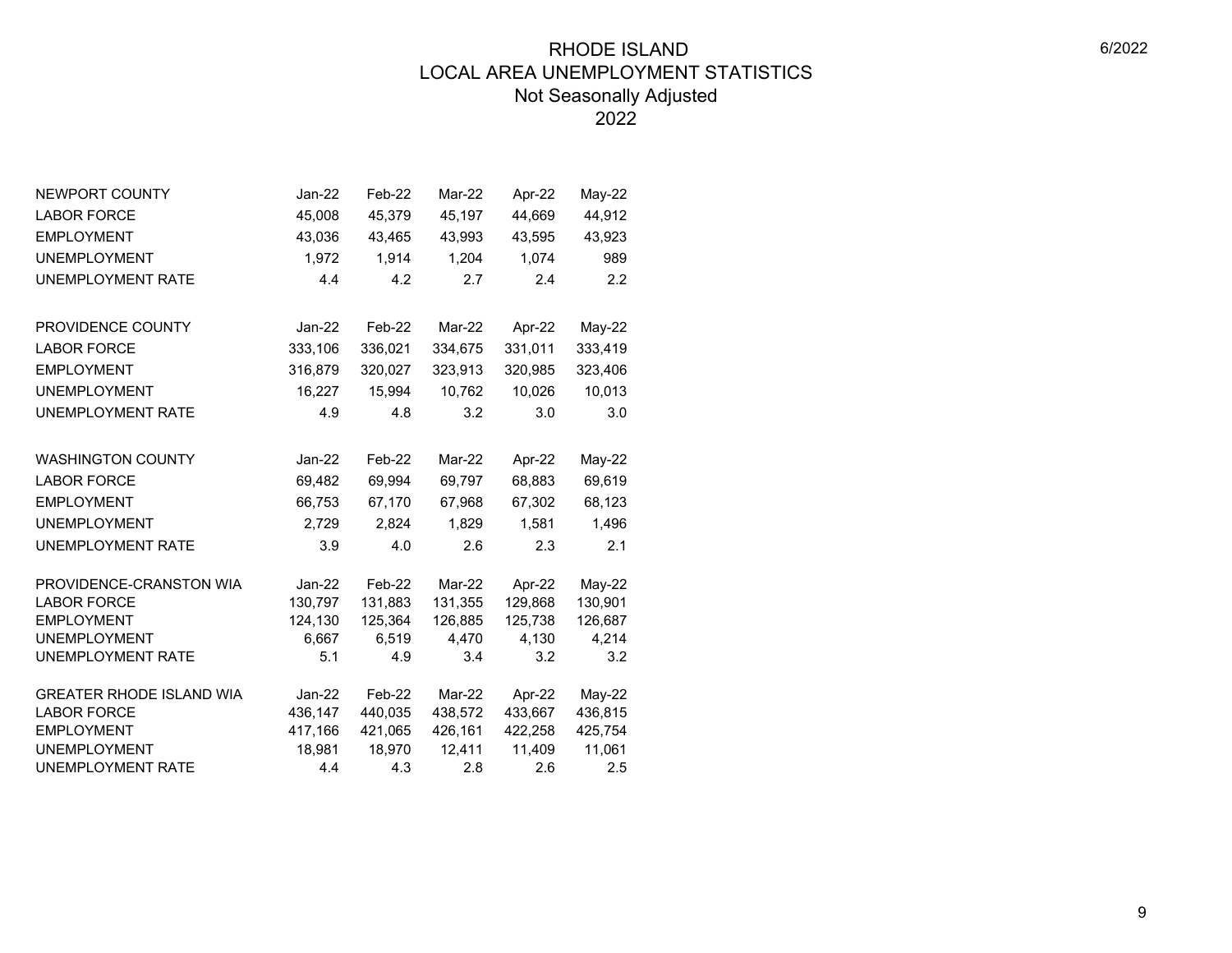# RHODE ISLAND
## LOCAL AREA UNEMPLOYMENT STATISTICS
### Not Seasonally Adjusted
### 2022

6/2022

| NEWPORT COUNTY | Jan-22 | Feb-22 | Mar-22 | Apr-22 | May-22 |
|---|---|---|---|---|---|
| LABOR FORCE | 45,008 | 45,379 | 45,197 | 44,669 | 44,912 |
| EMPLOYMENT | 43,036 | 43,465 | 43,993 | 43,595 | 43,923 |
| UNEMPLOYMENT | 1,972 | 1,914 | 1,204 | 1,074 | 989 |
| UNEMPLOYMENT RATE | 4.4 | 4.2 | 2.7 | 2.4 | 2.2 |

| PROVIDENCE COUNTY | Jan-22 | Feb-22 | Mar-22 | Apr-22 | May-22 |
|---|---|---|---|---|---|
| LABOR FORCE | 333,106 | 336,021 | 334,675 | 331,011 | 333,419 |
| EMPLOYMENT | 316,879 | 320,027 | 323,913 | 320,985 | 323,406 |
| UNEMPLOYMENT | 16,227 | 15,994 | 10,762 | 10,026 | 10,013 |
| UNEMPLOYMENT RATE | 4.9 | 4.8 | 3.2 | 3.0 | 3.0 |

| WASHINGTON COUNTY | Jan-22 | Feb-22 | Mar-22 | Apr-22 | May-22 |
|---|---|---|---|---|---|
| LABOR FORCE | 69,482 | 69,994 | 69,797 | 68,883 | 69,619 |
| EMPLOYMENT | 66,753 | 67,170 | 67,968 | 67,302 | 68,123 |
| UNEMPLOYMENT | 2,729 | 2,824 | 1,829 | 1,581 | 1,496 |
| UNEMPLOYMENT RATE | 3.9 | 4.0 | 2.6 | 2.3 | 2.1 |

| PROVIDENCE-CRANSTON WIA | Jan-22 | Feb-22 | Mar-22 | Apr-22 | May-22 |
|---|---|---|---|---|---|
| LABOR FORCE | 130,797 | 131,883 | 131,355 | 129,868 | 130,901 |
| EMPLOYMENT | 124,130 | 125,364 | 126,885 | 125,738 | 126,687 |
| UNEMPLOYMENT | 6,667 | 6,519 | 4,470 | 4,130 | 4,214 |
| UNEMPLOYMENT RATE | 5.1 | 4.9 | 3.4 | 3.2 | 3.2 |

| GREATER RHODE ISLAND WIA | Jan-22 | Feb-22 | Mar-22 | Apr-22 | May-22 |
|---|---|---|---|---|---|
| LABOR FORCE | 436,147 | 440,035 | 438,572 | 433,667 | 436,815 |
| EMPLOYMENT | 417,166 | 421,065 | 426,161 | 422,258 | 425,754 |
| UNEMPLOYMENT | 18,981 | 18,970 | 12,411 | 11,409 | 11,061 |
| UNEMPLOYMENT RATE | 4.4 | 4.3 | 2.8 | 2.6 | 2.5 |